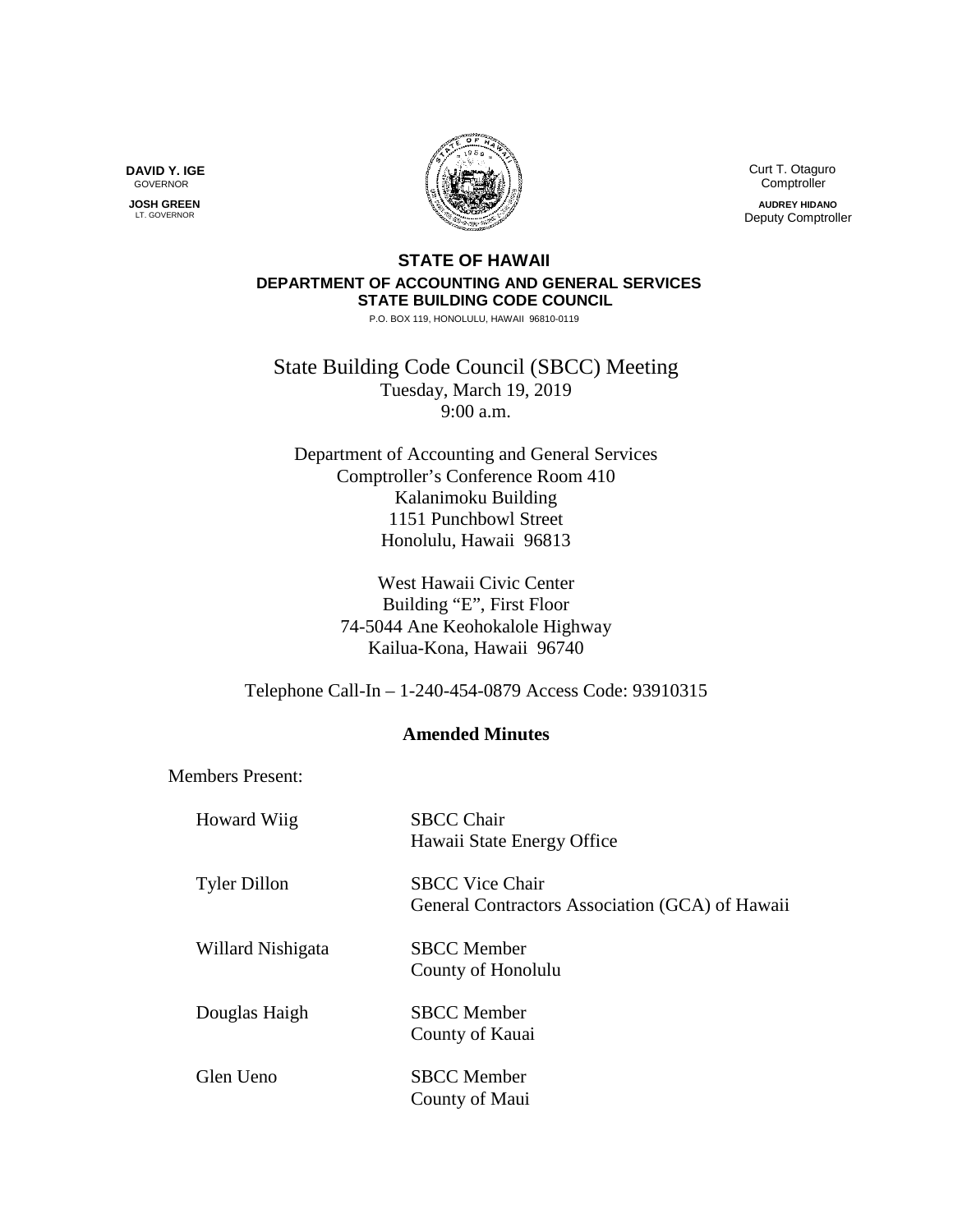**DAVID Y. IGE**
GOVERNOR

**JOSH GREEN**
LT. GOVERNOR

Curt T. Otaguro
Comptroller

**AUDREY HIDANO**
Deputy Comptroller

**STATE OF HAWAII**
**DEPARTMENT OF ACCOUNTING AND GENERAL SERVICES**
**STATE BUILDING CODE COUNCIL**
P.O. BOX 119, HONOLULU, HAWAII 96810-0119

# State Building Code Council (SBCC) Meeting

Tuesday, March 19, 2019
9:00 a.m.

Department of Accounting and General Services
Comptroller's Conference Room 410
Kalanimoku Building
1151 Punchbowl Street
Honolulu, Hawaii 96813

West Hawaii Civic Center
Building "E", First Floor
74-5044 Ane Keohokalole Highway
Kailua-Kona, Hawaii 96740

Telephone Call-In – 1-240-454-0879 Access Code: 93910315

## Amended Minutes

Members Present:

| | |
|---|---|
| Howard Wiig | SBCC Chair<br>Hawaii State Energy Office |
| Tyler Dillon | SBCC Vice Chair<br>General Contractors Association (GCA) of Hawaii |
| Willard Nishigata | SBCC Member<br>County of Honolulu |
| Douglas Haigh | SBCC Member<br>County of Kauai |
| Glen Ueno | SBCC Member<br>County of Maui |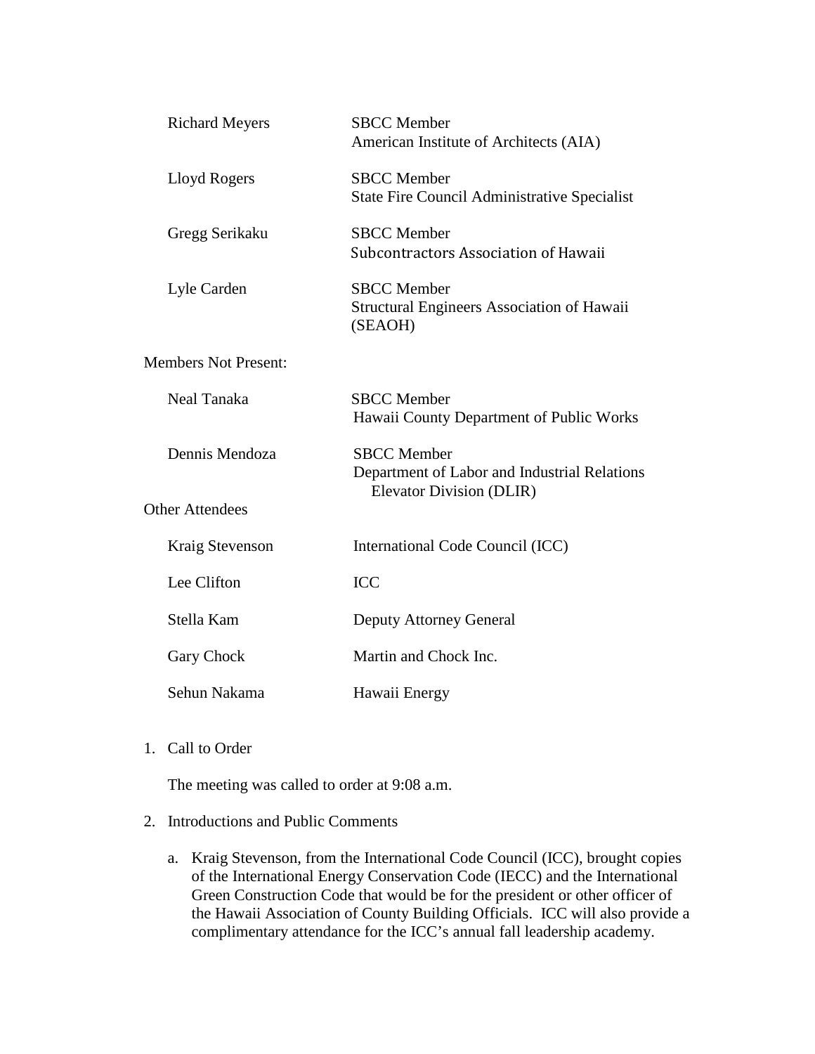| | |
|---|---|
| Richard Meyers | SBCC Member<br>American Institute of Architects (AIA) |
| Lloyd Rogers | SBCC Member<br>State Fire Council Administrative Specialist |
| Gregg Serikaku | SBCC Member<br>Subcontractors Association of Hawaii |
| Lyle Carden | SBCC Member<br>Structural Engineers Association of Hawaii (SEAOH) |

Members Not Present:

| | |
|---|---|
| Neal Tanaka | SBCC Member<br>Hawaii County Department of Public Works |
| Dennis Mendoza | SBCC Member<br>Department of Labor and Industrial Relations Elevator Division (DLIR) |

Other Attendees

| | |
|---|---|
| Kraig Stevenson | International Code Council (ICC) |
| Lee Clifton | ICC |
| Stella Kam | Deputy Attorney General |
| Gary Chock | Martin and Chock Inc. |
| Sehun Nakama | Hawaii Energy |

1. Call to Order

   The meeting was called to order at 9:08 a.m.

2. Introductions and Public Comments

   a. Kraig Stevenson, from the International Code Council (ICC), brought copies of the International Energy Conservation Code (IECC) and the International Green Construction Code that would be for the president or other officer of the Hawaii Association of County Building Officials. ICC will also provide a complimentary attendance for the ICC's annual fall leadership academy.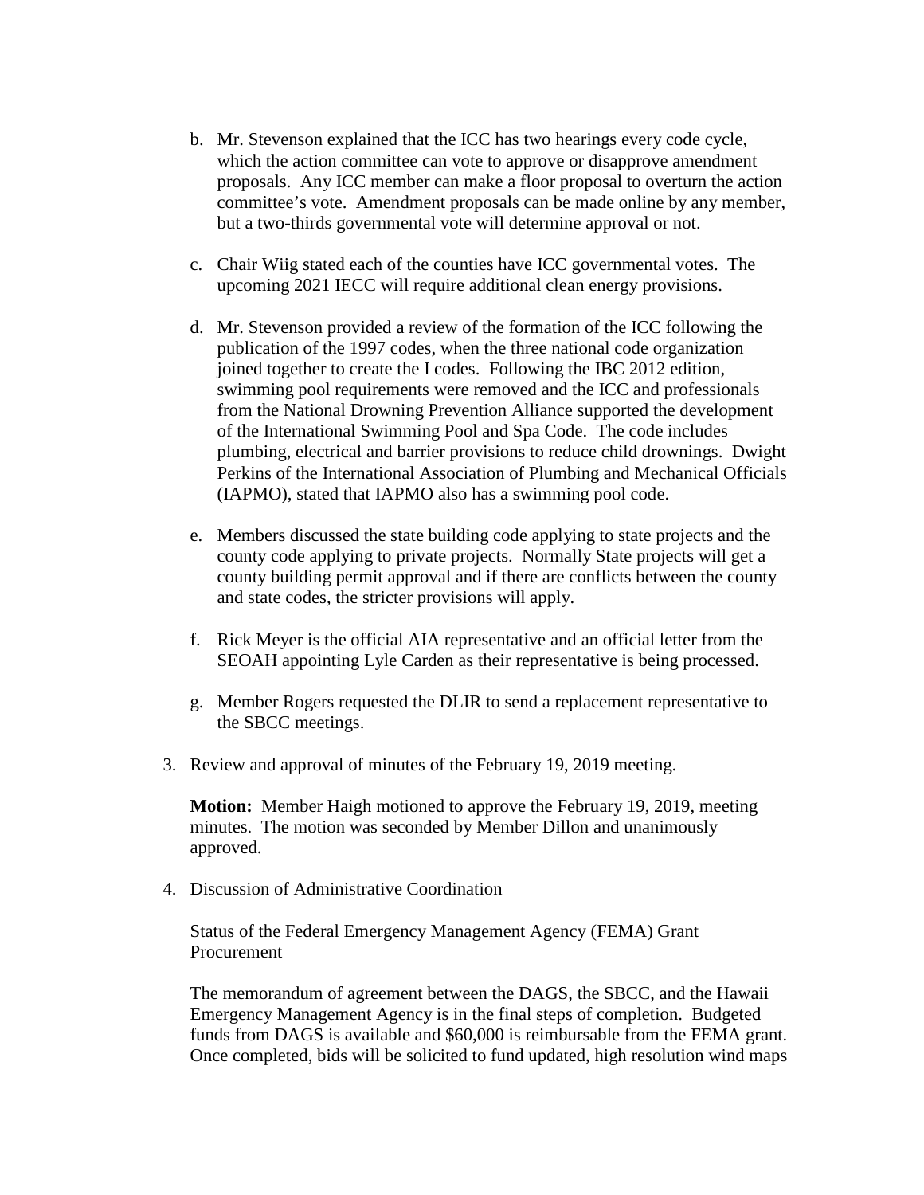b. Mr. Stevenson explained that the ICC has two hearings every code cycle, which the action committee can vote to approve or disapprove amendment proposals. Any ICC member can make a floor proposal to overturn the action committee's vote. Amendment proposals can be made online by any member, but a two-thirds governmental vote will determine approval or not.

c. Chair Wiig stated each of the counties have ICC governmental votes. The upcoming 2021 IECC will require additional clean energy provisions.

d. Mr. Stevenson provided a review of the formation of the ICC following the publication of the 1997 codes, when the three national code organization joined together to create the I codes. Following the IBC 2012 edition, swimming pool requirements were removed and the ICC and professionals from the National Drowning Prevention Alliance supported the development of the International Swimming Pool and Spa Code. The code includes plumbing, electrical and barrier provisions to reduce child drownings. Dwight Perkins of the International Association of Plumbing and Mechanical Officials (IAPMO), stated that IAPMO also has a swimming pool code.

e. Members discussed the state building code applying to state projects and the county code applying to private projects. Normally State projects will get a county building permit approval and if there are conflicts between the county and state codes, the stricter provisions will apply.

f. Rick Meyer is the official AIA representative and an official letter from the SEOAH appointing Lyle Carden as their representative is being processed.

g. Member Rogers requested the DLIR to send a replacement representative to the SBCC meetings.

3. Review and approval of minutes of the February 19, 2019 meeting.

   **Motion:** Member Haigh motioned to approve the February 19, 2019, meeting minutes. The motion was seconded by Member Dillon and unanimously approved.

4. Discussion of Administrative Coordination

   Status of the Federal Emergency Management Agency (FEMA) Grant Procurement

   The memorandum of agreement between the DAGS, the SBCC, and the Hawaii Emergency Management Agency is in the final steps of completion. Budgeted funds from DAGS is available and $60,000 is reimbursable from the FEMA grant. Once completed, bids will be solicited to fund updated, high resolution wind maps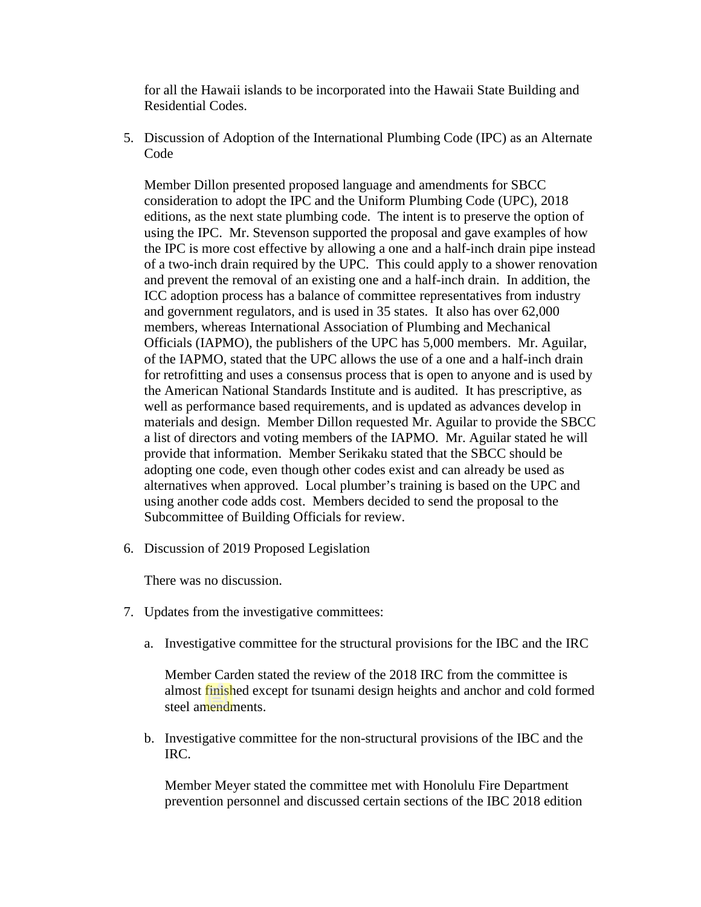for all the Hawaii islands to be incorporated into the Hawaii State Building and Residential Codes.

5. Discussion of Adoption of the International Plumbing Code (IPC) as an Alternate Code

   Member Dillon presented proposed language and amendments for SBCC consideration to adopt the IPC and the Uniform Plumbing Code (UPC), 2018 editions, as the next state plumbing code. The intent is to preserve the option of using the IPC. Mr. Stevenson supported the proposal and gave examples of how the IPC is more cost effective by allowing a one and a half-inch drain pipe instead of a two-inch drain required by the UPC. This could apply to a shower renovation and prevent the removal of an existing one and a half-inch drain. In addition, the ICC adoption process has a balance of committee representatives from industry and government regulators, and is used in 35 states. It also has over 62,000 members, whereas International Association of Plumbing and Mechanical Officials (IAPMO), the publishers of the UPC has 5,000 members. Mr. Aguilar, of the IAPMO, stated that the UPC allows the use of a one and a half-inch drain for retrofitting and uses a consensus process that is open to anyone and is used by the American National Standards Institute and is audited. It has prescriptive, as well as performance based requirements, and is updated as advances develop in materials and design. Member Dillon requested Mr. Aguilar to provide the SBCC a list of directors and voting members of the IAPMO. Mr. Aguilar stated he will provide that information. Member Serikaku stated that the SBCC should be adopting one code, even though other codes exist and can already be used as alternatives when approved. Local plumber's training is based on the UPC and using another code adds cost. Members decided to send the proposal to the Subcommittee of Building Officials for review.

6. Discussion of 2019 Proposed Legislation

   There was no discussion.

7. Updates from the investigative committees:

   a. Investigative committee for the structural provisions for the IBC and the IRC

      Member Carden stated the review of the 2018 IRC from the committee is almost finished except for tsunami design heights and anchor and cold formed steel amendments.

   b. Investigative committee for the non-structural provisions of the IBC and the IRC.

      Member Meyer stated the committee met with Honolulu Fire Department prevention personnel and discussed certain sections of the IBC 2018 edition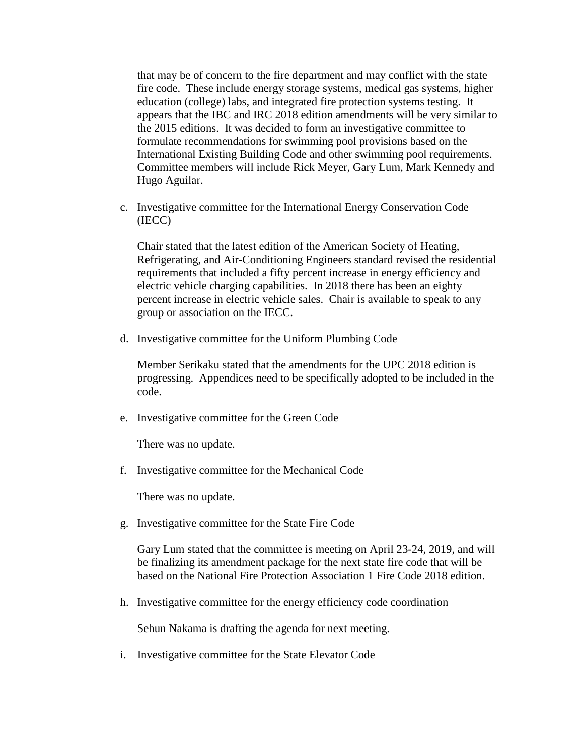that may be of concern to the fire department and may conflict with the state fire code. These include energy storage systems, medical gas systems, higher education (college) labs, and integrated fire protection systems testing. It appears that the IBC and IRC 2018 edition amendments will be very similar to the 2015 editions. It was decided to form an investigative committee to formulate recommendations for swimming pool provisions based on the International Existing Building Code and other swimming pool requirements. Committee members will include Rick Meyer, Gary Lum, Mark Kennedy and Hugo Aguilar.

c. Investigative committee for the International Energy Conservation Code (IECC)

   Chair stated that the latest edition of the American Society of Heating, Refrigerating, and Air-Conditioning Engineers standard revised the residential requirements that included a fifty percent increase in energy efficiency and electric vehicle charging capabilities. In 2018 there has been an eighty percent increase in electric vehicle sales. Chair is available to speak to any group or association on the IECC.

d. Investigative committee for the Uniform Plumbing Code

   Member Serikaku stated that the amendments for the UPC 2018 edition is progressing. Appendices need to be specifically adopted to be included in the code.

e. Investigative committee for the Green Code

   There was no update.

f. Investigative committee for the Mechanical Code

   There was no update.

g. Investigative committee for the State Fire Code

   Gary Lum stated that the committee is meeting on April 23-24, 2019, and will be finalizing its amendment package for the next state fire code that will be based on the National Fire Protection Association 1 Fire Code 2018 edition.

h. Investigative committee for the energy efficiency code coordination

   Sehun Nakama is drafting the agenda for next meeting.

i. Investigative committee for the State Elevator Code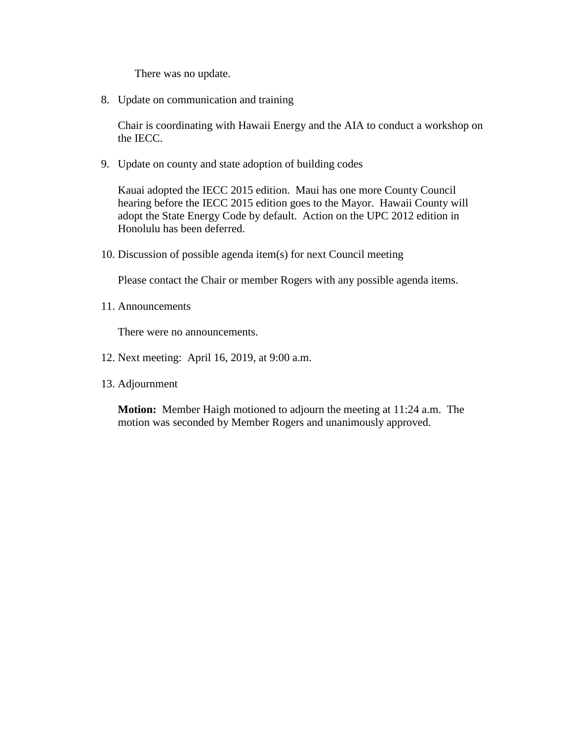There was no update.

8. Update on communication and training

   Chair is coordinating with Hawaii Energy and the AIA to conduct a workshop on the IECC.

9. Update on county and state adoption of building codes

   Kauai adopted the IECC 2015 edition. Maui has one more County Council hearing before the IECC 2015 edition goes to the Mayor. Hawaii County will adopt the State Energy Code by default. Action on the UPC 2012 edition in Honolulu has been deferred.

10. Discussion of possible agenda item(s) for next Council meeting

    Please contact the Chair or member Rogers with any possible agenda items.

11. Announcements

    There were no announcements.

12. Next meeting: April 16, 2019, at 9:00 a.m.

13. Adjournment

    **Motion:** Member Haigh motioned to adjourn the meeting at 11:24 a.m. The motion was seconded by Member Rogers and unanimously approved.